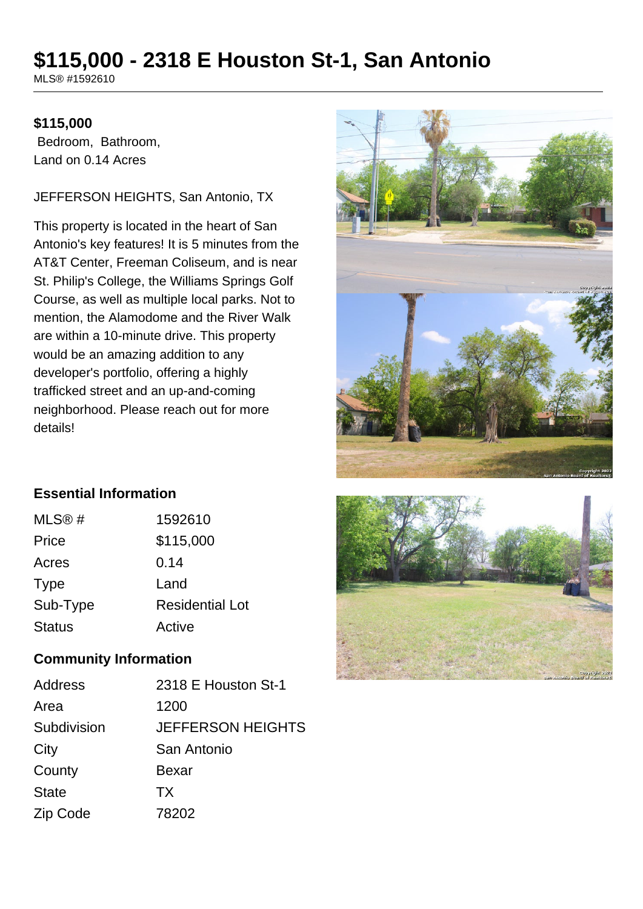# $115,000 - 2318 E Houston St-1, San Antonio

MLS® #1592610

**$115,000**

Bedroom, Bathroom,
Land on 0.14 Acres

JEFFERSON HEIGHTS, San Antonio, TX

This property is located in the heart of San Antonio's key features! It is 5 minutes from the AT&T Center, Freeman Coliseum, and is near St. Philip's College, the Williams Springs Golf Course, as well as multiple local parks. Not to mention, the Alamodome and the River Walk are within a 10-minute drive. This property would be an amazing addition to any developer's portfolio, offering a highly trafficked street and an up-and-coming neighborhood. Please reach out for more details!

## Essential Information

| | |
|---|---|
| MLS® # | 1592610 |
| Price | $115,000 |
| Acres | 0.14 |
| Type | Land |
| Sub-Type | Residential Lot |
| Status | Active |

## Community Information

| | |
|---|---|
| Address | 2318 E Houston St-1 |
| Area | 1200 |
| Subdivision | JEFFERSON HEIGHTS |
| City | San Antonio |
| County | Bexar |
| State | TX |
| Zip Code | 78202 |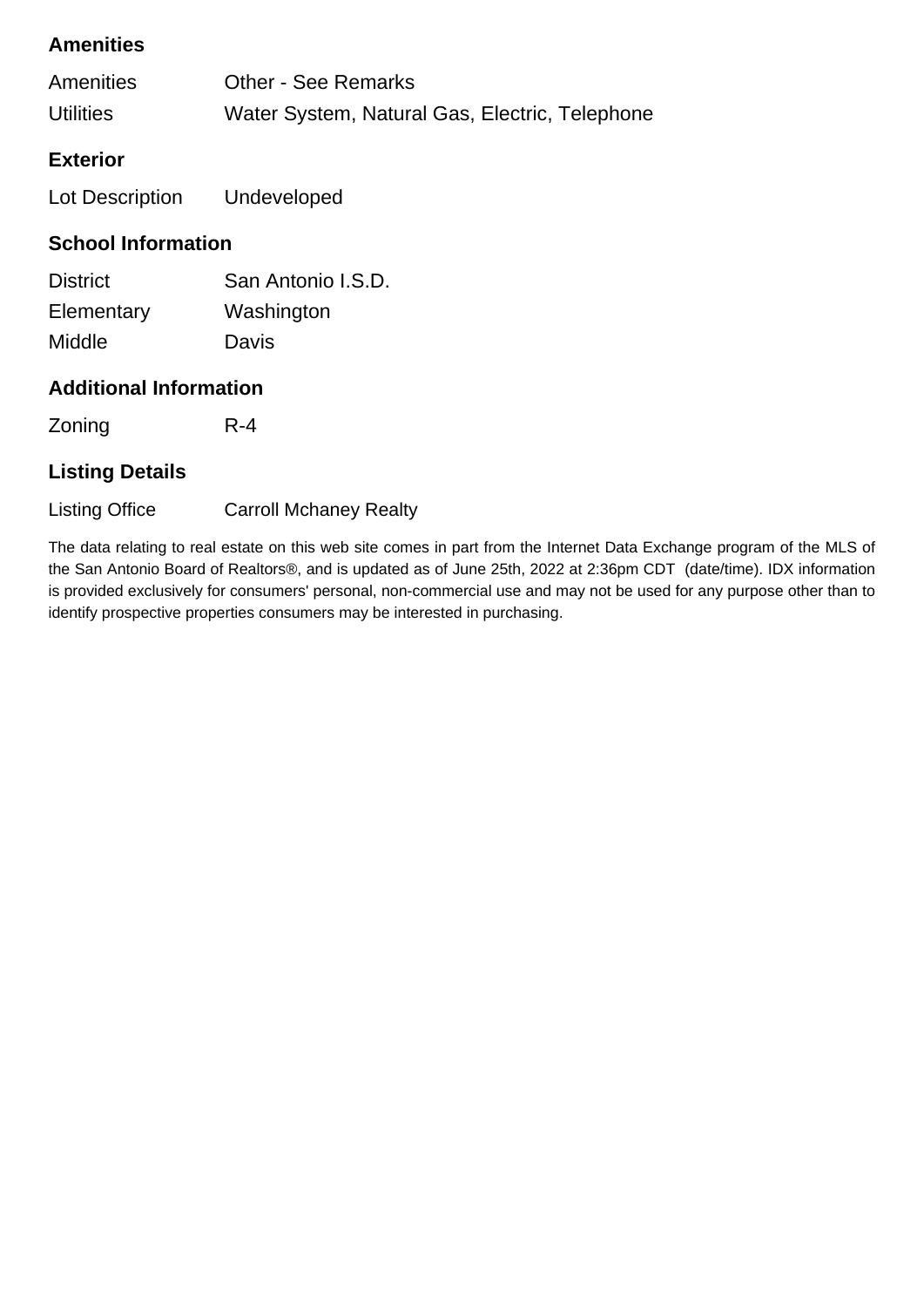## Amenities

| | |
|---|---|
| Amenities | Other - See Remarks |
| Utilities | Water System, Natural Gas, Electric, Telephone |

## Exterior

| | |
|---|---|
| Lot Description | Undeveloped |

## School Information

| | |
|---|---|
| District | San Antonio I.S.D. |
| Elementary | Washington |
| Middle | Davis |

## Additional Information

| | |
|---|---|
| Zoning | R-4 |

## Listing Details

| | |
|---|---|
| Listing Office | Carroll Mchaney Realty |

The data relating to real estate on this web site comes in part from the Internet Data Exchange program of the MLS of the San Antonio Board of Realtors®, and is updated as of June 25th, 2022 at 2:36pm CDT (date/time). IDX information is provided exclusively for consumers' personal, non-commercial use and may not be used for any purpose other than to identify prospective properties consumers may be interested in purchasing.